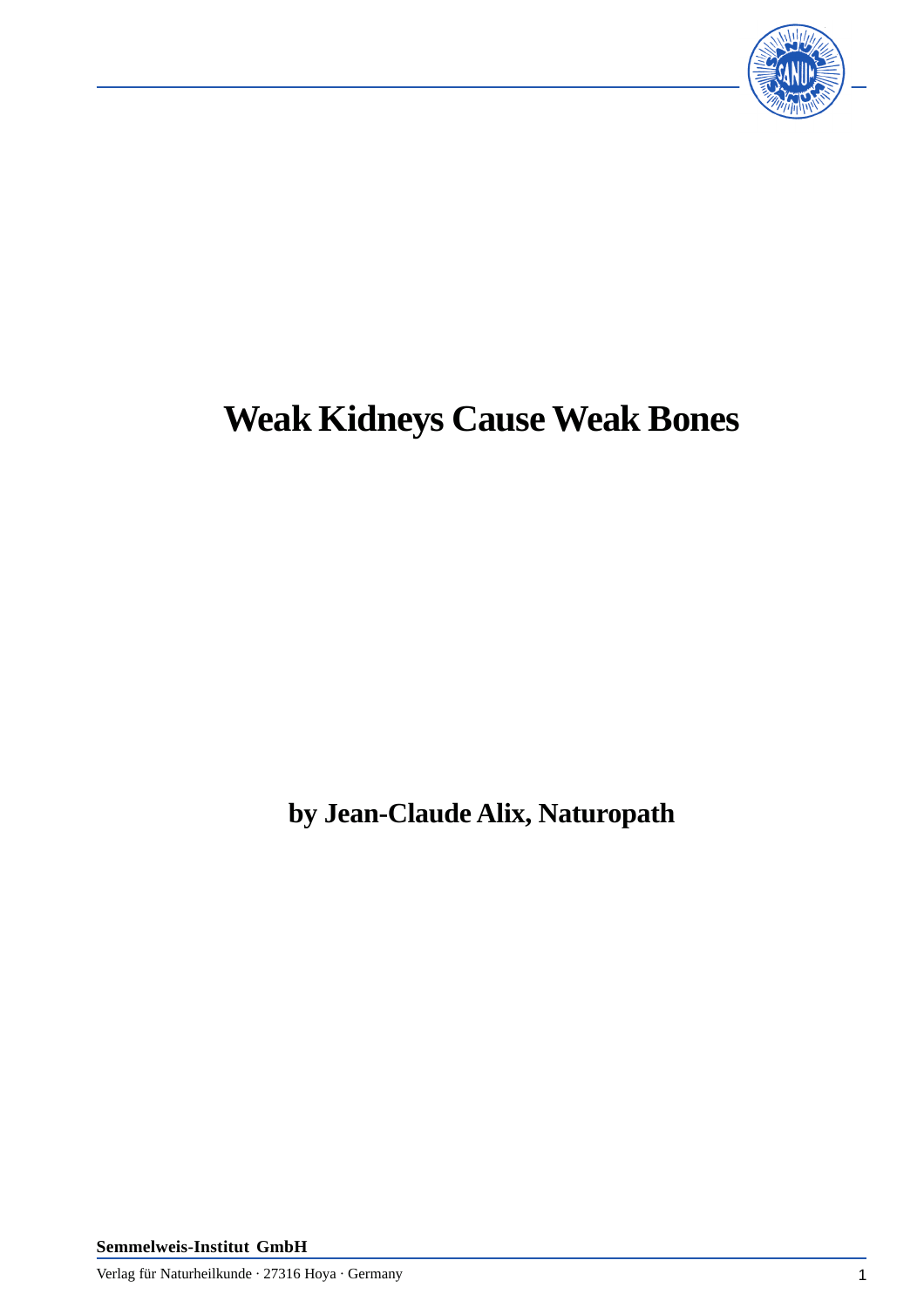# Weak Kidneys Cause Weak Bones

**by Jean-Claude Alix, Naturopath**

**Semmelweis-Institut GmbH**

Verlag für Naturheilkunde · 27316 Hoya · Germany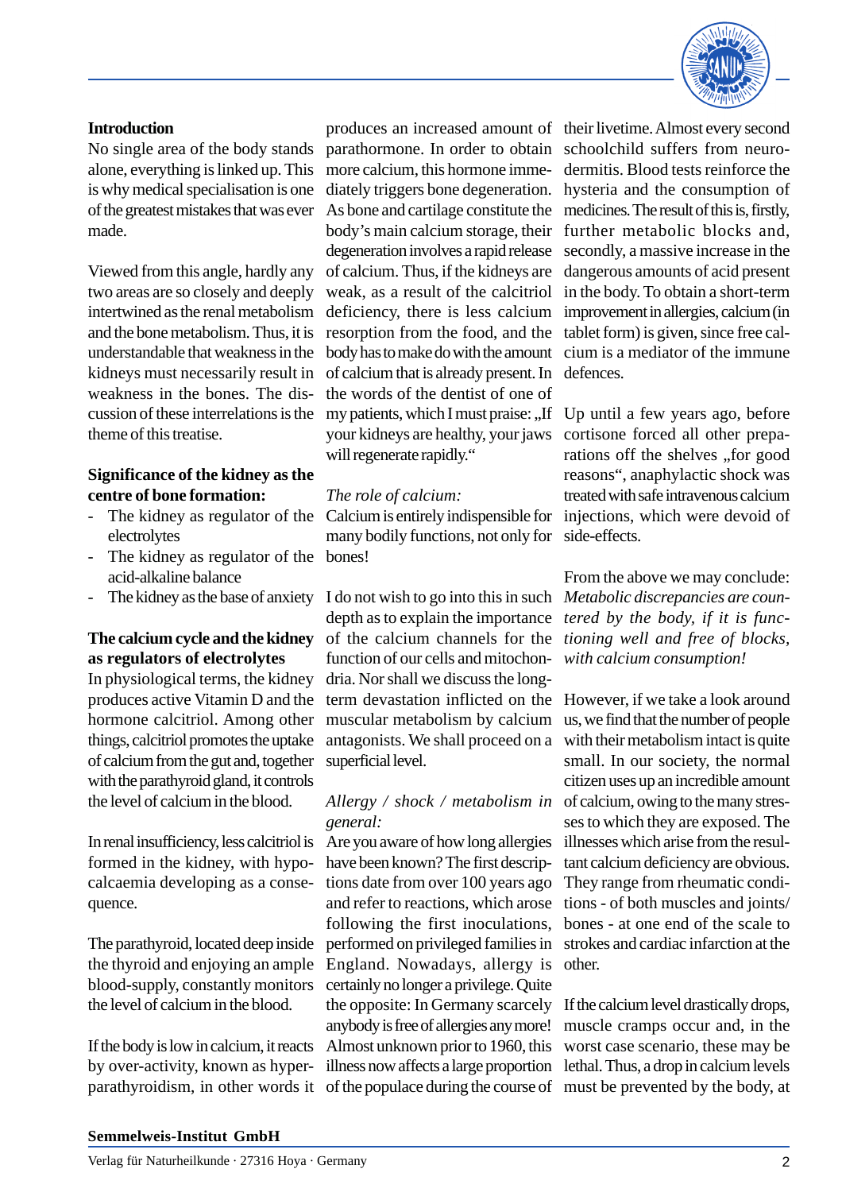**Introduction**

No single area of the body stands alone, everything is linked up. This is why medical specialisation is one of the greatest mistakes that was ever made.

Viewed from this angle, hardly any two areas are so closely and deeply intertwined as the renal metabolism and the bone metabolism. Thus, it is understandable that weakness in the kidneys must necessarily result in weakness in the bones. The discussion of these interrelations is the theme of this treatise.

**Significance of the kidney as the centre of bone formation:**

- The kidney as regulator of the electrolytes
- The kidney as regulator of the acid-alkaline balance
- The kidney as the base of anxiety

**The calcium cycle and the kidney as regulators of electrolytes**

In physiological terms, the kidney produces active Vitamin D and the hormone calcitriol. Among other things, calcitriol promotes the uptake of calcium from the gut and, together with the parathyroid gland, it controls the level of calcium in the blood.

In renal insufficiency, less calcitriol is formed in the kidney, with hypocalcaemia developing as a consequence.

The parathyroid, located deep inside the thyroid and enjoying an ample blood-supply, constantly monitors the level of calcium in the blood.

If the body is low in calcium, it reacts by over-activity, known as hyperparathyroidism, in other words it produces an increased amount of parathormone. In order to obtain more calcium, this hormone immediately triggers bone degeneration. As bone and cartilage constitute the body's main calcium storage, their degeneration involves a rapid release of calcium. Thus, if the kidneys are weak, as a result of the calcitriol deficiency, there is less calcium resorption from the food, and the body has to make do with the amount of calcium that is already present. In the words of the dentist of one of my patients, which I must praise: „If your kidneys are healthy, your jaws will regenerate rapidly."

*The role of calcium:*

Calcium is entirely indispensible for many bodily functions, not only for bones!

I do not wish to go into this in such depth as to explain the importance of the calcium channels for the function of our cells and mitochondria. Nor shall we discuss the long-term devastation inflicted on the muscular metabolism by calcium antagonists. We shall proceed on a superficial level.

*Allergy / shock / metabolism in general:*

Are you aware of how long allergies have been known? The first descriptions date from over 100 years ago and refer to reactions, which arose following the first inoculations, performed on privileged families in England. Nowadays, allergy is certainly no longer a privilege. Quite the opposite: In Germany scarcely anybody is free of allergies any more! Almost unknown prior to 1960, this illness now affects a large proportion of the populace during the course of their livetime. Almost every second schoolchild suffers from neurodermitis. Blood tests reinforce the hysteria and the consumption of medicines. The result of this is, firstly, further metabolic blocks and, secondly, a massive increase in the dangerous amounts of acid present in the body. To obtain a short-term improvement in allergies, calcium (in tablet form) is given, since free calcium is a mediator of the immune defences.

Up until a few years ago, before cortisone forced all other preparations off the shelves „for good reasons", anaphylactic shock was treated with safe intravenous calcium injections, which were devoid of side-effects.

From the above we may conclude: *Metabolic discrepancies are countered by the body, if it is functioning well and free of blocks, with calcium consumption!*

However, if we take a look around us, we find that the number of people with their metabolism intact is quite small. In our society, the normal citizen uses up an incredible amount of calcium, owing to the many stresses to which they are exposed. The illnesses which arise from the resultant calcium deficiency are obvious. They range from rheumatic conditions - of both muscles and joints/bones - at one end of the scale to strokes and cardiac infarction at the other.

If the calcium level drastically drops, muscle cramps occur and, in the worst case scenario, these may be lethal. Thus, a drop in calcium levels must be prevented by the body, at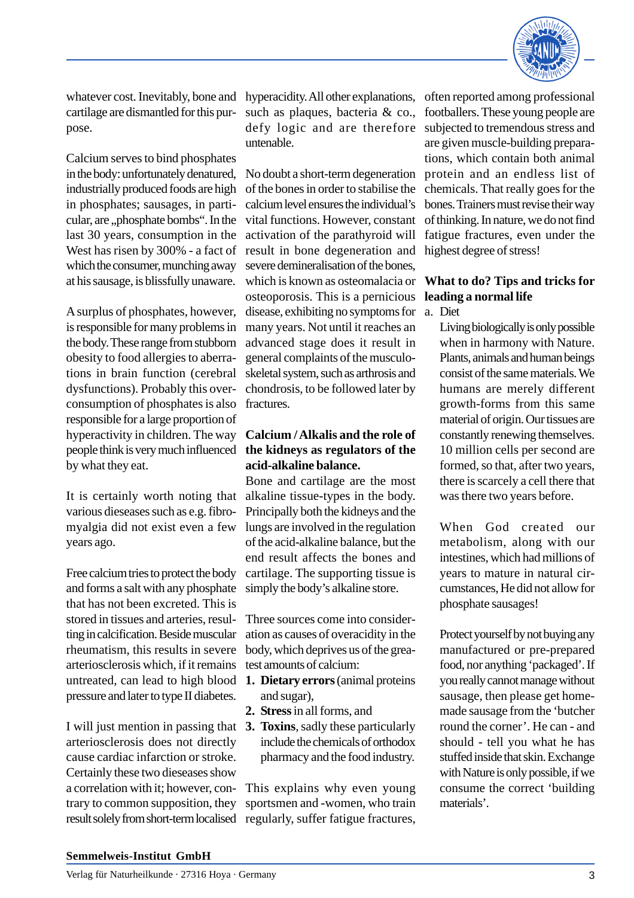whatever cost. Inevitably, bone and cartilage are dismantled for this purpose.

Calcium serves to bind phosphates in the body: unfortunately denatured, industrially produced foods are high in phosphates; sausages, in particular, are „phosphate bombs“. In the last 30 years, consumption in the West has risen by 300% - a fact of which the consumer, munching away at his sausage, is blissfully unaware.

A surplus of phosphates, however, is responsible for many problems in the body. These range from stubborn obesity to food allergies to aberrations in brain function (cerebral dysfunctions). Probably this overconsumption of phosphates is also responsible for a large proportion of hyperactivity in children. The way people think is very much influenced by what they eat.

It is certainly worth noting that various dieseases such as e.g. fibromyalgia did not exist even a few years ago.

Free calcium tries to protect the body and forms a salt with any phosphate that has not been excreted. This is stored in tissues and arteries, resulting in calcification. Beside muscular rheumatism, this results in severe arteriosclerosis which, if it remains untreated, can lead to high blood pressure and later to type II diabetes.

I will just mention in passing that arteriosclerosis does not directly cause cardiac infarction or stroke. Certainly these two dieseases show a correlation with it; however, contrary to common supposition, they result solely from short-term localised hyperacidity. All other explanations, such as plaques, bacteria & co., defy logic and are therefore untenable.

No doubt a short-term degeneration of the bones in order to stabilise the calcium level ensures the individual’s vital functions. However, constant activation of the parathyroid will result in bone degeneration and severe demineralisation of the bones, which is known as osteomalacia or osteoporosis. This is a pernicious disease, exhibiting no symptoms for many years. Not until it reaches an advanced stage does it result in general complaints of the musculoskeletal system, such as arthrosis and chondrosis, to be followed later by fractures.

## Calcium / Alkalis and the role of the kidneys as regulators of the acid-alkaline balance.

Bone and cartilage are the most alkaline tissue-types in the body. Principally both the kidneys and the lungs are involved in the regulation of the acid-alkaline balance, but the end result affects the bones and cartilage. The supporting tissue is simply the body’s alkaline store.

Three sources come into consideration as causes of overacidity in the body, which deprives us of the greatest amounts of calcium:

1. **Dietary errors** (animal proteins and sugar),
2. **Stress** in all forms, and
3. **Toxins**, sadly these particularly include the chemicals of orthodox pharmacy and the food industry.

This explains why even young sportsmen and -women, who train regularly, suffer fatigue fractures, often reported among professional footballers. These young people are subjected to tremendous stress and are given muscle-building preparations, which contain both animal protein and an endless list of chemicals. That really goes for the bones. Trainers must revise their way of thinking. In nature, we do not find fatigue fractures, even under the highest degree of stress!

## What to do? Tips and tricks for leading a normal life

a. Diet

Living biologically is only possible when in harmony with Nature. Plants, animals and human beings consist of the same materials. We humans are merely different growth-forms from this same material of origin. Our tissues are constantly renewing themselves. 10 million cells per second are formed, so that, after two years, there is scarcely a cell there that was there two years before.

When God created our metabolism, along with our intestines, which had millions of years to mature in natural circumstances, He did not allow for phosphate sausages!

Protect yourself by not buying any manufactured or pre-prepared food, nor anything ‘packaged’. If you really cannot manage without sausage, then please get homemade sausage from the ‘butcher round the corner’. He can - and should - tell you what he has stuffed inside that skin. Exchange with Nature is only possible, if we consume the correct ‘building materials’.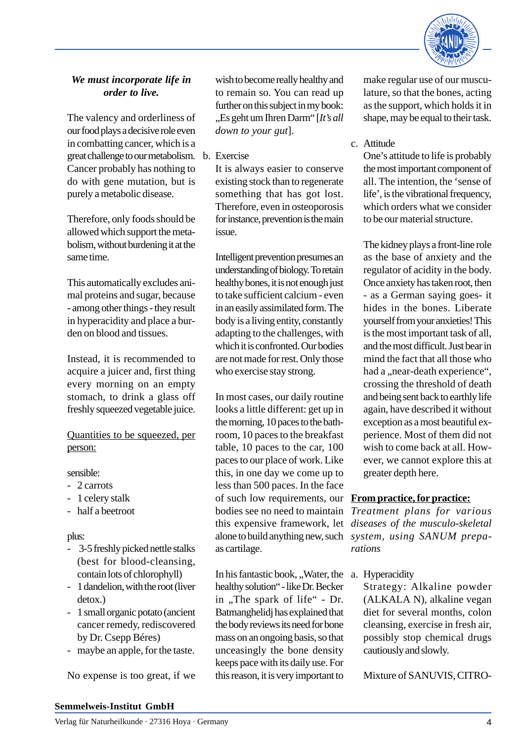***We must incorporate life in order to live.***

The valency and orderliness of our food plays a decisive role even in combatting cancer, which is a great challenge to our metabolism. Cancer probably has nothing to do with gene mutation, but is purely a metabolic disease.

Therefore, only foods should be allowed which support the metabolism, without burdening it at the same time.

This automatically excludes animal proteins and sugar, because - among other things - they result in hyperacidity and place a burden on blood and tissues.

Instead, it is recommended to acquire a juicer and, first thing every morning on an empty stomach, to drink a glass off freshly squeezed vegetable juice.

<u>Quantities to be squeezed, per person:</u>

sensible:

- 2 carrots
- 1 celery stalk
- half a beetroot

plus:

- 3-5 freshly picked nettle stalks (best for blood-cleansing, contain lots of chlorophyll)
- 1 dandelion, with the root (liver detox.)
- 1 small organic potato (ancient cancer remedy, rediscovered by Dr. Csepp Béres)
- maybe an apple, for the taste.

No expense is too great, if we wish to become really healthy and to remain so. You can read up further on this subject in my book: „Es geht um Ihren Darm“ [*It's all down to your gut*].

b. Exercise

It is always easier to conserve existing stock than to regenerate something that has got lost. Therefore, even in osteoporosis for instance, prevention is the main issue.

Intelligent prevention presumes an understanding of biology. To retain healthy bones, it is not enough just to take sufficient calcium - even in an easily assimilated form. The body is a living entity, constantly adapting to the challenges, with which it is confronted. Our bodies are not made for rest. Only those who exercise stay strong.

In most cases, our daily routine looks a little different: get up in the morning, 10 paces to the bathroom, 10 paces to the breakfast table, 10 paces to the car, 100 paces to our place of work. Like this, in one day we come up to less than 500 paces. In the face of such low requirements, our bodies see no need to maintain this expensive framework, let alone to build anything new, such as cartilage.

In his fantastic book, „Water, the healthy solution“ - like Dr. Becker in „The spark of life“ - Dr. Batmanghelidj has explained that the body reviews its need for bone mass on an ongoing basis, so that unceasingly the bone density keeps pace with its daily use. For this reason, it is very important to make regular use of our musculature, so that the bones, acting as the support, which holds it in shape, may be equal to their task.

c. Attitude

One's attitude to life is probably the most important component of all. The intention, the 'sense of life', is the vibrational frequency, which orders what we consider to be our material structure.

The kidney plays a front-line role as the base of anxiety and the regulator of acidity in the body. Once anxiety has taken root, then - as a German saying goes- it hides in the bones. Liberate yourself from your anxieties! This is the most important task of all, and the most difficult. Just bear in mind the fact that all those who had a „near-death experience“, crossing the threshold of death and being sent back to earthly life again, have described it without exception as a most beautiful experience. Most of them did not wish to come back at all. However, we cannot explore this at greater depth here.

**<u>From practice, for practice:</u>**

*Treatment plans for various diseases of the musculo-skeletal system, using SANUM preparations*

a. Hyperacidity

Strategy: Alkaline powder (ALKALA N), alkaline vegan diet for several months, colon cleansing, exercise in fresh air, possibly stop chemical drugs cautiously and slowly.

Mixture of SANUVIS, CITRO-

**Semmelweis-Institut GmbH**

Verlag für Naturheilkunde · 27316 Hoya · Germany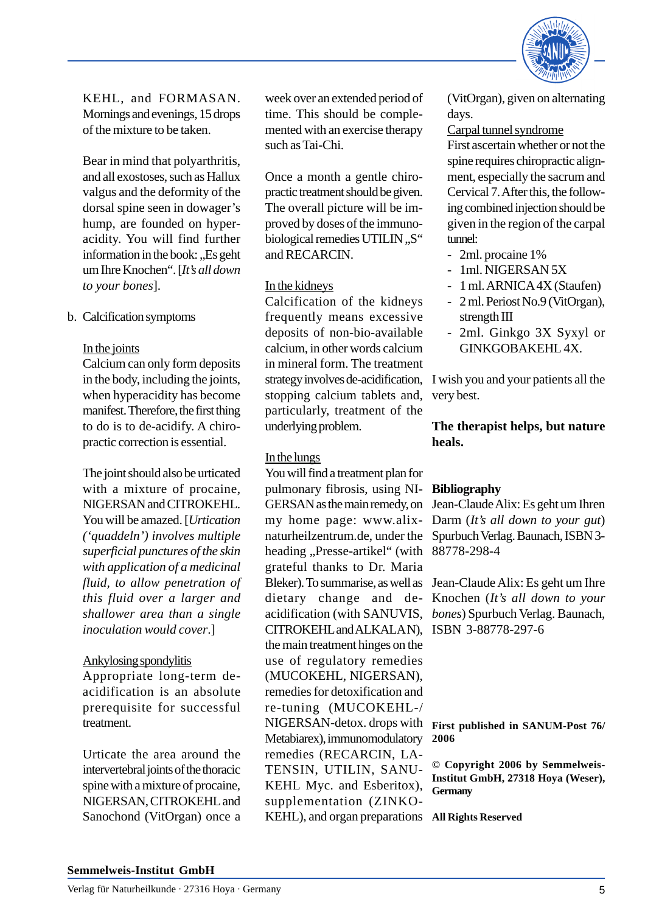KEHL, and FORMASAN. Mornings and evenings, 15 drops of the mixture to be taken.

Bear in mind that polyarthritis, and all exostoses, such as Hallux valgus and the deformity of the dorsal spine seen in dowager's hump, are founded on hyperacidity. You will find further information in the book: „Es geht um Ihre Knochen". [*It's all down to your bones*].

b. Calcification symptoms

In the joints
Calcium can only form deposits in the body, including the joints, when hyperacidity has become manifest. Therefore, the first thing to do is to de-acidify. A chiropractic correction is essential.

The joint should also be urticated with a mixture of procaine, NIGERSAN and CITROKEHL. You will be amazed. [*Urtication ('quaddeln') involves multiple superficial punctures of the skin with application of a medicinal fluid, to allow penetration of this fluid over a larger and shallower area than a single inoculation would cover.*]

Ankylosing spondylitis
Appropriate long-term de-acidification is an absolute prerequisite for successful treatment.

Urticate the area around the intervertebral joints of the thoracic spine with a mixture of procaine, NIGERSAN, CITROKEHL and Sanochond (VitOrgan) once a week over an extended period of time. This should be complemented with an exercise therapy such as Tai-Chi.

Once a month a gentle chiropractic treatment should be given. The overall picture will be improved by doses of the immunobiological remedies UTILIN „S" and RECARCIN.

In the kidneys
Calcification of the kidneys frequently means excessive deposits of non-bio-available calcium, in other words calcium in mineral form. The treatment strategy involves de-acidification, stopping calcium tablets and, particularly, treatment of the underlying problem.

In the lungs
You will find a treatment plan for pulmonary fibrosis, using NIGERSAN as the main remedy, on my home page: www.alix-naturheilzentrum.de, under the heading „Presse-artikel" (with grateful thanks to Dr. Maria Bleker). To summarise, as well as dietary change and de-acidification (with SANUVIS, CITROKEHL and ALKALAN), the main treatment hinges on the use of regulatory remedies (MUCOKEHL, NIGERSAN), remedies for detoxification and re-tuning (MUCOKEHL-/NIGERSAN-detox. drops with Metabiarex), immunomodulatory remedies (RECARCIN, LATENSIN, UTILIN, SANUKEHL Myc. and Esberitox), supplementation (ZINKOKEHL), and organ preparations (VitOrgan), given on alternating days.

Carpal tunnel syndrome
First ascertain whether or not the spine requires chiropractic alignment, especially the sacrum and Cervical 7. After this, the following combined injection should be given in the region of the carpal tunnel:

- 2ml. procaine 1%
- 1ml. NIGERSAN 5X
- 1 ml. ARNICA 4X (Staufen)
- 2 ml. Periost No.9 (VitOrgan), strength III
- 2ml. Ginkgo 3X Syxyl or GINKGOBAKEHL 4X.

I wish you and your patients all the very best.

**The therapist helps, but nature heals.**

**Bibliography**

Jean-Claude Alix: Es geht um Ihren Darm (*It's all down to your gut*) Spurbuch Verlag. Baunach, ISBN 3-88778-298-4

Jean-Claude Alix: Es geht um Ihre Knochen (*It's all down to your bones*) Spurbuch Verlag. Baunach, ISBN 3-88778-297-6

**First published in SANUM-Post 76/2006**

**© Copyright 2006 by Semmelweis-Institut GmbH, 27318 Hoya (Weser), Germany**

**All Rights Reserved**